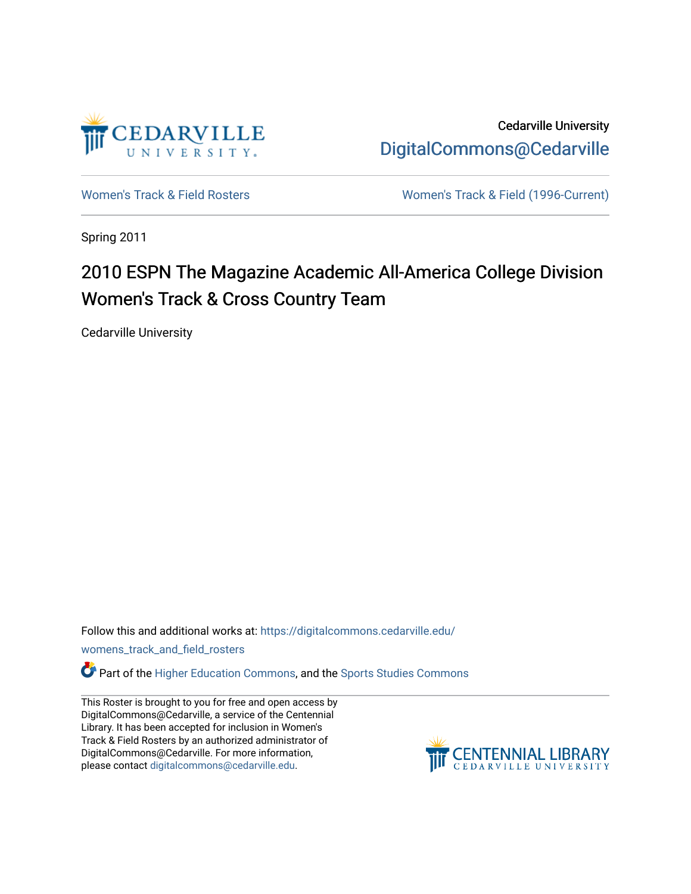Cedarville University

DigitalCommons@Cedarville

Women's Track & Field Rosters

Women's Track & Field (1996-Current)

Spring 2011

# 2010 ESPN The Magazine Academic All-America College Division Women's Track & Cross Country Team

Cedarville University

Follow this and additional works at: https://digitalcommons.cedarville.edu/womens_track_and_field_rosters

Part of the Higher Education Commons, and the Sports Studies Commons

This Roster is brought to you for free and open access by DigitalCommons@Cedarville, a service of the Centennial Library. It has been accepted for inclusion in Women's Track & Field Rosters by an authorized administrator of DigitalCommons@Cedarville. For more information, please contact digitalcommons@cedarville.edu.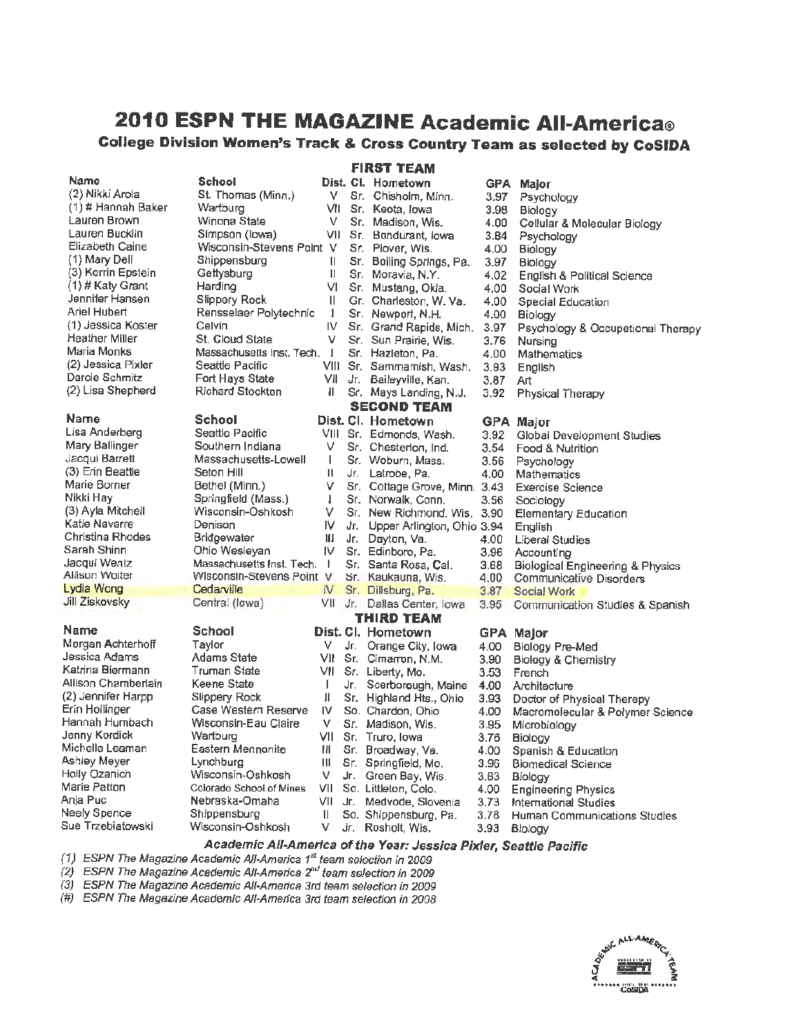# 2010 ESPN THE MAGAZINE Academic All-America®

## College Division Women's Track & Cross Country Team as selected by CoSIDA

### FIRST TEAM

| Name | School | Dist. | Cl. | Hometown | GPA | Major |
|---|---|---|---|---|---|---|
| (2) Nikki Arola | St. Thomas (Minn.) | V | Sr. | Chisholm, Minn. | 3.97 | Psychology |
| (1) # Hannah Baker | Wartburg | VII | Sr. | Keota, Iowa | 3.98 | Biology |
| Lauren Brown | Winona State | V | Sr. | Madison, Wis. | 4.00 | Cellular & Molecular Biology |
| Lauren Bucklin | Simpson (Iowa) | VII | Sr. | Bondurant, Iowa | 3.84 | Psychology |
| Elizabeth Caine | Wisconsin-Stevens Point | V | Sr. | Plover, Wis. | 4.00 | Biology |
| (1) Mary Dell | Shippensburg | II | Sr. | Boiling Springs, Pa. | 3.97 | Biology |
| (3) Kerrin Epstein | Gettysburg | II | Sr. | Moravia, N.Y. | 4.02 | English & Political Science |
| (1) # Katy Grant | Harding | VI | Sr. | Mustang, Okla. | 4.00 | Social Work |
| Jennifer Hansen | Slippery Rock | II | Gr. | Charleston, W. Va. | 4.00 | Special Education |
| Ariel Hubert | Rensselaer Polytechnic | I | Sr. | Newport, N.H. | 4.00 | Biology |
| (1) Jessica Koster | Calvin | IV | Sr. | Grand Rapids, Mich. | 3.97 | Psychology & Occupational Therapy |
| Heather Miller | St. Cloud State | V | Sr. | Sun Prairie, Wis. | 3.76 | Nursing |
| Maria Monks | Massachusetts Inst. Tech. | I | Sr. | Hazleton, Pa. | 4.00 | Mathematics |
| (2) Jessica Pixler | Seattle Pacific | VIII | Sr. | Sammamish, Wash. | 3.93 | English |
| Darcie Schmitz | Fort Hays State | VII | Jr. | Baileyville, Kan. | 3.87 | Art |
| (2) Lisa Shepherd | Richard Stockton | II | Sr. | Mays Landing, N.J. | 3.92 | Physical Therapy |

### SECOND TEAM

| Name | School | Dist. | Cl. | Hometown | GPA | Major |
|---|---|---|---|---|---|---|
| Lisa Anderberg | Seattle Pacific | VIII | Sr. | Edmonds, Wash. | 3.92 | Global Development Studies |
| Mary Ballinger | Southern Indiana | V | Sr. | Chesterton, Ind. | 3.54 | Food & Nutrition |
| Jacqui Barrett | Massachusetts-Lowell | I | Sr. | Woburn, Mass. | 3.56 | Psychology |
| (3) Erin Beattie | Seton Hill | II | Jr. | Latrobe, Pa. | 4.00 | Mathematics |
| Marie Borner | Bethel (Minn.) | V | Sr. | Cottage Grove, Minn. | 3.43 | Exercise Science |
| Nikki Hay | Springfield (Mass.) | I | Sr. | Norwalk, Conn. | 3.56 | Sociology |
| (3) Ayla Mitchell | Wisconsin-Oshkosh | V | Sr. | New Richmond, Wis. | 3.90 | Elementary Education |
| Katie Navarre | Denison | IV | Jr. | Upper Arlington, Ohio | 3.94 | English |
| Christina Rhodes | Bridgewater | III | Jr. | Dayton, Va. | 4.00 | Liberal Studies |
| Sarah Shinn | Ohio Wesleyan | IV | Sr. | Edinboro, Pa. | 3.96 | Accounting |
| Jacqui Wentz | Massachusetts Inst. Tech. | I | Sr. | Santa Rosa, Cal. | 3.68 | Biological Engineering & Physics |
| Allison Wolter | Wisconsin-Stevens Point | V | Sr. | Kaukauna, Wis. | 4.00 | Communicative Disorders |
| Lydia Wong | Cedarville | IV | Sr. | Dillsburg, Pa. | 3.87 | Social Work |
| Jill Ziskovsky | Central (Iowa) | VII | Jr. | Dallas Center, Iowa | 3.95 | Communication Studies & Spanish |

### THIRD TEAM

| Name | School | Dist. | Cl. | Hometown | GPA | Major |
|---|---|---|---|---|---|---|
| Morgan Achterhoff | Taylor | V | Jr. | Orange City, Iowa | 4.00 | Biology Pre-Med |
| Jessica Adams | Adams State | VII | Sr. | Cimarron, N.M. | 3.90 | Biology & Chemistry |
| Katrina Biermann | Truman State | VII | Sr. | Liberty, Mo. | 3.53 | French |
| Allison Chamberlain | Keene State | I | Jr. | Scarborough, Maine | 4.00 | Architecture |
| (2) Jennifer Harpp | Slippery Rock | II | Sr. | Highland Hts., Ohio | 3.93 | Doctor of Physical Therapy |
| Erin Hollinger | Case Western Reserve | IV | So. | Chardon, Ohio | 4.00 | Macromolecular & Polymer Science |
| Hannah Humbach | Wisconsin-Eau Claire | V | Sr. | Madison, Wis. | 3.95 | Microbiology |
| Jenny Kordick | Wartburg | VII | Sr. | Truro, Iowa | 3.76 | Biology |
| Michelle Leaman | Eastern Mennonite | III | Sr. | Broadway, Va. | 4.00 | Spanish & Education |
| Ashley Meyer | Lynchburg | III | Sr. | Springfield, Mo. | 3.96 | Biomedical Science |
| Holly Ozanich | Wisconsin-Oshkosh | V | Jr. | Green Bay, Wis. | 3.83 | Biology |
| Marie Patton | Colorado School of Mines | VII | So. | Littleton, Colo. | 4.00 | Engineering Physics |
| Anja Puc | Nebraska-Omaha | VII | Jr. | Medvode, Slovenia | 3.73 | International Studies |
| Neely Spence | Shippensburg | II | So. | Shippensburg, Pa. | 3.78 | Human Communications Studies |
| Sue Trzebiatowski | Wisconsin-Oshkosh | V | Jr. | Rosholt, Wis. | 3.93 | Biology |

***Academic All-America of the Year: Jessica Pixler, Seattle Pacific***

*(1) ESPN The Magazine Academic All-America 1st team selection in 2009*
*(2) ESPN The Magazine Academic All-America 2nd team selection in 2009*
*(3) ESPN The Magazine Academic All-America 3rd team selection in 2009*
*(#) ESPN The Magazine Academic All-America 3rd team selection in 2008*